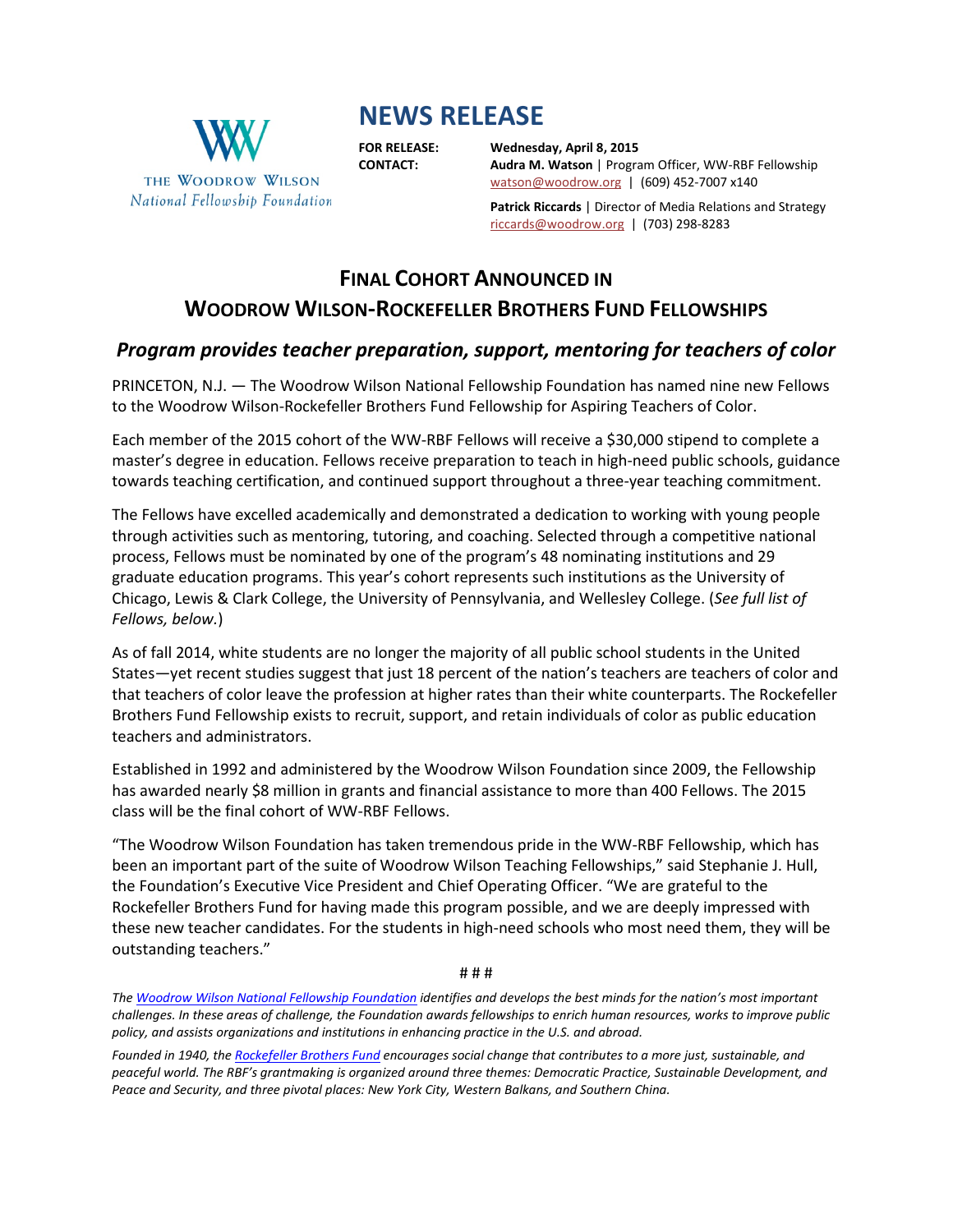THE WOODROW WILSON
*National Fellowship Foundation*

# NEWS RELEASE

**FOR RELEASE:** **Wednesday, April 8, 2015**

**CONTACT:** **Audra M. Watson** | Program Officer, WW-RBF Fellowship
watson@woodrow.org | (609) 452-7007 x140

**Patrick Riccards** | Director of Media Relations and Strategy
riccards@woodrow.org | (703) 298-8283

## FINAL COHORT ANNOUNCED IN WOODROW WILSON-ROCKEFELLER BROTHERS FUND FELLOWSHIPS

### *Program provides teacher preparation, support, mentoring for teachers of color*

PRINCETON, N.J. — The Woodrow Wilson National Fellowship Foundation has named nine new Fellows to the Woodrow Wilson-Rockefeller Brothers Fund Fellowship for Aspiring Teachers of Color.

Each member of the 2015 cohort of the WW-RBF Fellows will receive a $30,000 stipend to complete a master's degree in education. Fellows receive preparation to teach in high-need public schools, guidance towards teaching certification, and continued support throughout a three-year teaching commitment.

The Fellows have excelled academically and demonstrated a dedication to working with young people through activities such as mentoring, tutoring, and coaching. Selected through a competitive national process, Fellows must be nominated by one of the program's 48 nominating institutions and 29 graduate education programs. This year's cohort represents such institutions as the University of Chicago, Lewis & Clark College, the University of Pennsylvania, and Wellesley College. (*See full list of Fellows, below.*)

As of fall 2014, white students are no longer the majority of all public school students in the United States—yet recent studies suggest that just 18 percent of the nation's teachers are teachers of color and that teachers of color leave the profession at higher rates than their white counterparts. The Rockefeller Brothers Fund Fellowship exists to recruit, support, and retain individuals of color as public education teachers and administrators.

Established in 1992 and administered by the Woodrow Wilson Foundation since 2009, the Fellowship has awarded nearly $8 million in grants and financial assistance to more than 400 Fellows. The 2015 class will be the final cohort of WW-RBF Fellows.

"The Woodrow Wilson Foundation has taken tremendous pride in the WW-RBF Fellowship, which has been an important part of the suite of Woodrow Wilson Teaching Fellowships," said Stephanie J. Hull, the Foundation's Executive Vice President and Chief Operating Officer. "We are grateful to the Rockefeller Brothers Fund for having made this program possible, and we are deeply impressed with these new teacher candidates. For the students in high-need schools who most need them, they will be outstanding teachers."

# # #

*The Woodrow Wilson National Fellowship Foundation identifies and develops the best minds for the nation's most important challenges. In these areas of challenge, the Foundation awards fellowships to enrich human resources, works to improve public policy, and assists organizations and institutions in enhancing practice in the U.S. and abroad.*

*Founded in 1940, the Rockefeller Brothers Fund encourages social change that contributes to a more just, sustainable, and peaceful world. The RBF's grantmaking is organized around three themes: Democratic Practice, Sustainable Development, and Peace and Security, and three pivotal places: New York City, Western Balkans, and Southern China.*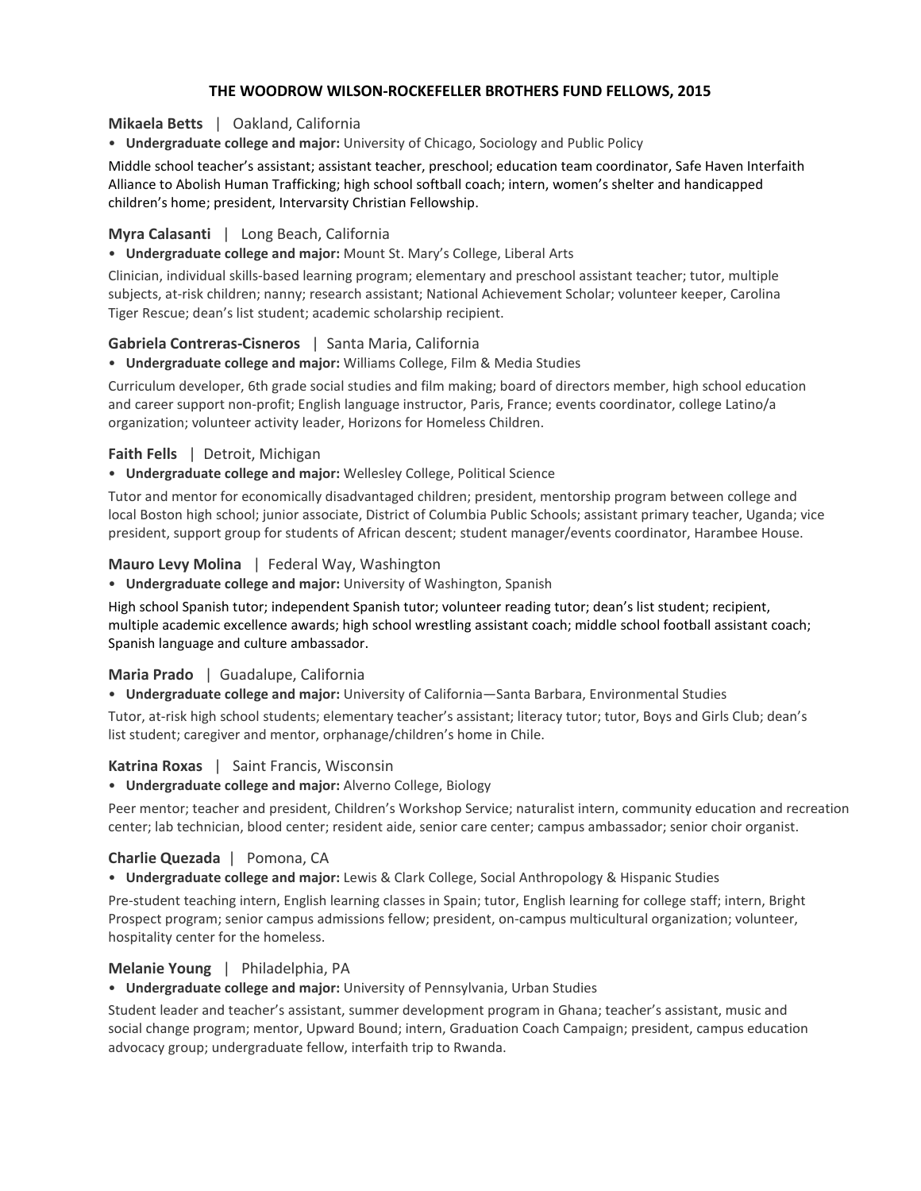## THE WOODROW WILSON-ROCKEFELLER BROTHERS FUND FELLOWS, 2015

**Mikaela Betts** | Oakland, California

- **Undergraduate college and major:** University of Chicago, Sociology and Public Policy

Middle school teacher's assistant; assistant teacher, preschool; education team coordinator, Safe Haven Interfaith Alliance to Abolish Human Trafficking; high school softball coach; intern, women's shelter and handicapped children's home; president, Intervarsity Christian Fellowship.

**Myra Calasanti** | Long Beach, California

- **Undergraduate college and major:** Mount St. Mary's College, Liberal Arts

Clinician, individual skills-based learning program; elementary and preschool assistant teacher; tutor, multiple subjects, at-risk children; nanny; research assistant; National Achievement Scholar; volunteer keeper, Carolina Tiger Rescue; dean's list student; academic scholarship recipient.

**Gabriela Contreras-Cisneros** | Santa Maria, California

- **Undergraduate college and major:** Williams College, Film & Media Studies

Curriculum developer, 6th grade social studies and film making; board of directors member, high school education and career support non-profit; English language instructor, Paris, France; events coordinator, college Latino/a organization; volunteer activity leader, Horizons for Homeless Children.

**Faith Fells** | Detroit, Michigan

- **Undergraduate college and major:** Wellesley College, Political Science

Tutor and mentor for economically disadvantaged children; president, mentorship program between college and local Boston high school; junior associate, District of Columbia Public Schools; assistant primary teacher, Uganda; vice president, support group for students of African descent; student manager/events coordinator, Harambee House.

**Mauro Levy Molina** | Federal Way, Washington

- **Undergraduate college and major:** University of Washington, Spanish

High school Spanish tutor; independent Spanish tutor; volunteer reading tutor; dean's list student; recipient, multiple academic excellence awards; high school wrestling assistant coach; middle school football assistant coach; Spanish language and culture ambassador.

**Maria Prado** | Guadalupe, California

- **Undergraduate college and major:** University of California—Santa Barbara, Environmental Studies

Tutor, at-risk high school students; elementary teacher's assistant; literacy tutor; tutor, Boys and Girls Club; dean's list student; caregiver and mentor, orphanage/children's home in Chile.

**Katrina Roxas** | Saint Francis, Wisconsin

- **Undergraduate college and major:** Alverno College, Biology

Peer mentor; teacher and president, Children's Workshop Service; naturalist intern, community education and recreation center; lab technician, blood center; resident aide, senior care center; campus ambassador; senior choir organist.

**Charlie Quezada** | Pomona, CA

- **Undergraduate college and major:** Lewis & Clark College, Social Anthropology & Hispanic Studies

Pre-student teaching intern, English learning classes in Spain; tutor, English learning for college staff; intern, Bright Prospect program; senior campus admissions fellow; president, on-campus multicultural organization; volunteer, hospitality center for the homeless.

**Melanie Young** | Philadelphia, PA

- **Undergraduate college and major:** University of Pennsylvania, Urban Studies

Student leader and teacher's assistant, summer development program in Ghana; teacher's assistant, music and social change program; mentor, Upward Bound; intern, Graduation Coach Campaign; president, campus education advocacy group; undergraduate fellow, interfaith trip to Rwanda.